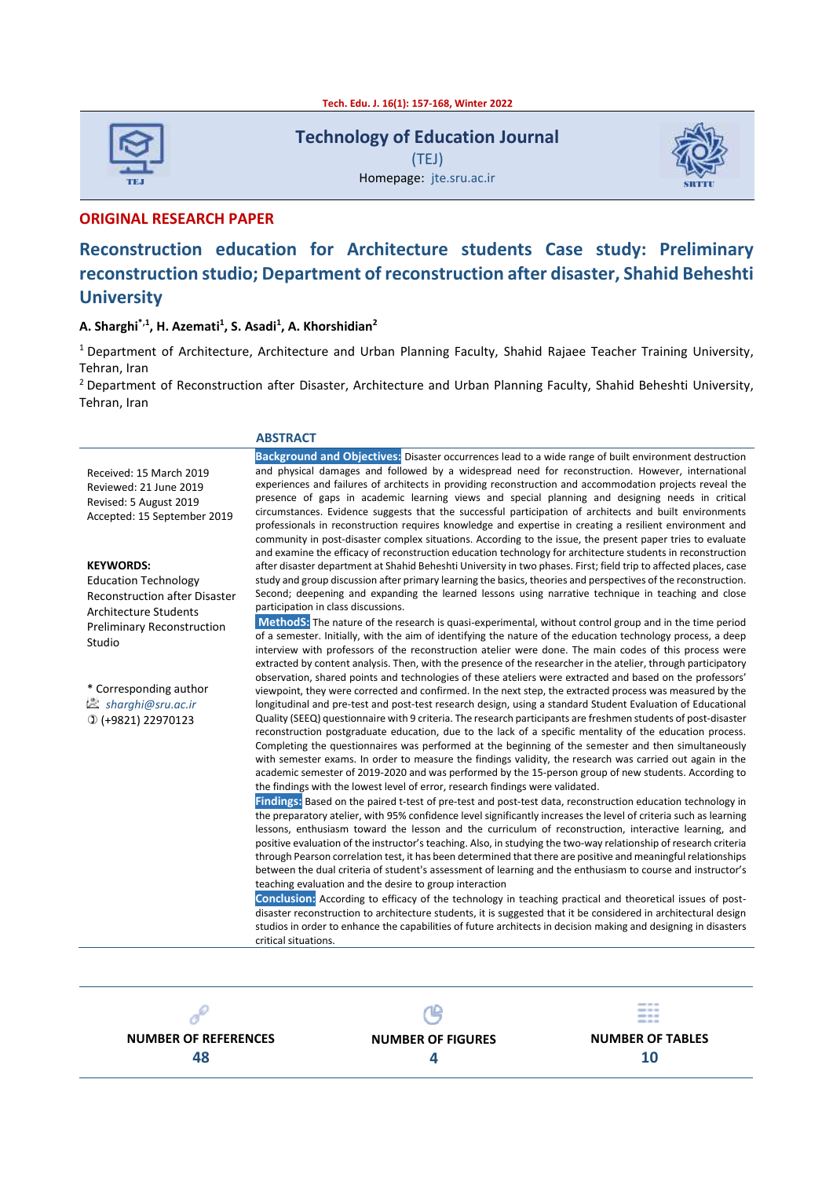# Technology of Education Journal

(TEJ)

Homepage: jte.sru.ac.ir

**ORIGINAL RESEARCH PAPER**

# Reconstruction education for Architecture students Case study: Preliminary reconstruction studio; Department of reconstruction after disaster, Shahid Beheshti University

**A. Sharghi[*,1], H. Azemati[1], S. Asadi[1], A. Khorshidian[2]**

[1] Department of Architecture, Architecture and Urban Planning Faculty, Shahid Rajaee Teacher Training University, Tehran, Iran

[2] Department of Reconstruction after Disaster, Architecture and Urban Planning Faculty, Shahid Beheshti University, Tehran, Iran

Received: 15 March 2019
Reviewed: 21 June 2019
Revised: 5 August 2019
Accepted: 15 September 2019

**KEYWORDS:**
Education Technology
Reconstruction after Disaster
Architecture Students
Preliminary Reconstruction Studio

\* Corresponding author
*sharghi@sru.ac.ir*
(+9821) 22970123

## ABSTRACT

**Background and Objectives:** Disaster occurrences lead to a wide range of built environment destruction and physical damages and followed by a widespread need for reconstruction. However, international experiences and failures of architects in providing reconstruction and accommodation projects reveal the presence of gaps in academic learning views and special planning and designing needs in critical circumstances. Evidence suggests that the successful participation of architects and built environments professionals in reconstruction requires knowledge and expertise in creating a resilient environment and community in post-disaster complex situations. According to the issue, the present paper tries to evaluate and examine the efficacy of reconstruction education technology for architecture students in reconstruction after disaster department at Shahid Beheshti University in two phases. First; field trip to affected places, case study and group discussion after primary learning the basics, theories and perspectives of the reconstruction. Second; deepening and expanding the learned lessons using narrative technique in teaching and close participation in class discussions.

**MethodS:** The nature of the research is quasi-experimental, without control group and in the time period of a semester. Initially, with the aim of identifying the nature of the education technology process, a deep interview with professors of the reconstruction atelier were done. The main codes of this process were extracted by content analysis. Then, with the presence of the researcher in the atelier, through participatory observation, shared points and technologies of these ateliers were extracted and based on the professors' viewpoint, they were corrected and confirmed. In the next step, the extracted process was measured by the longitudinal and pre-test and post-test research design, using a standard Student Evaluation of Educational Quality (SEEQ) questionnaire with 9 criteria. The research participants are freshmen students of post-disaster reconstruction postgraduate education, due to the lack of a specific mentality of the education process. Completing the questionnaires was performed at the beginning of the semester and then simultaneously with semester exams. In order to measure the findings validity, the research was carried out again in the academic semester of 2019-2020 and was performed by the 15-person group of new students. According to the findings with the lowest level of error, research findings were validated.

**Findings:** Based on the paired t-test of pre-test and post-test data, reconstruction education technology in the preparatory atelier, with 95% confidence level significantly increases the level of criteria such as learning lessons, enthusiasm toward the lesson and the curriculum of reconstruction, interactive learning, and positive evaluation of the instructor's teaching. Also, in studying the two-way relationship of research criteria through Pearson correlation test, it has been determined that there are positive and meaningful relationships between the dual criteria of student's assessment of learning and the enthusiasm to course and instructor's teaching evaluation and the desire to group interaction

**Conclusion:** According to efficacy of the technology in teaching practical and theoretical issues of post-disaster reconstruction to architecture students, it is suggested that it be considered in architectural design studios in order to enhance the capabilities of future architects in decision making and designing in disasters critical situations.

| NUMBER OF REFERENCES | NUMBER OF FIGURES | NUMBER OF TABLES |
|---|---|---|
| 48 | 4 | 10 |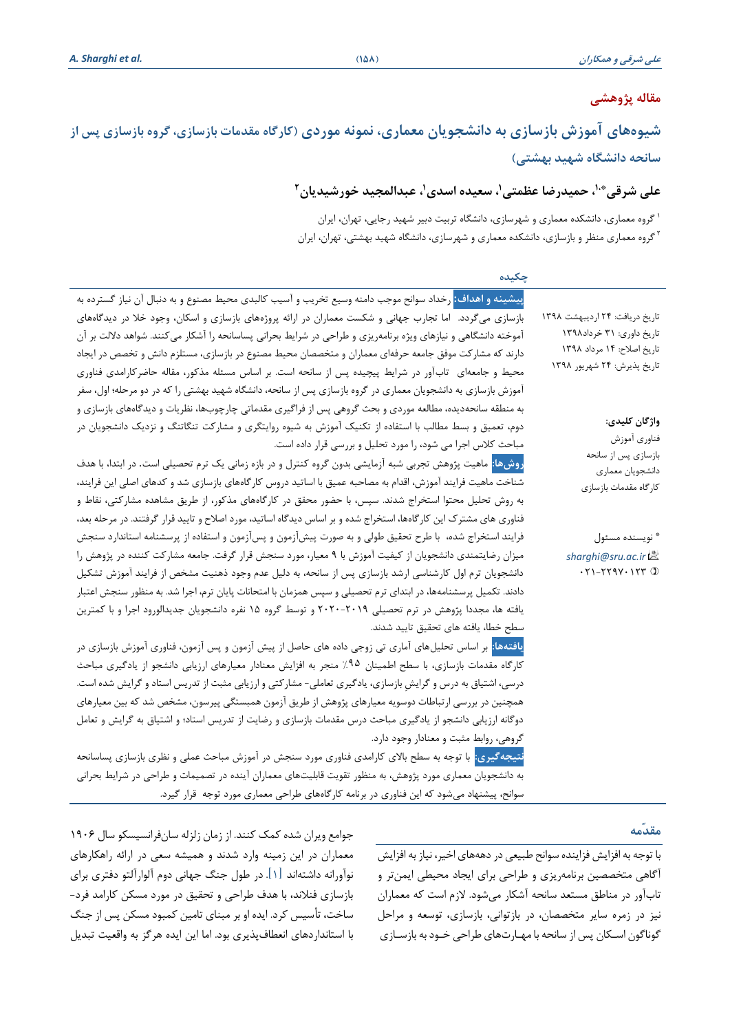مقاله پژوهشی

# شیوه‌های آموزش بازسازی به دانشجویان معماری، نمونه موردی (کارگاه مقدمات بازسازی، گروه بازسازی پس از سانحه دانشگاه شهید بهشتی)

**علی شرقی*[1]، حمیدرضا عظمتی[1]، سعیده اسدی[1]، عبدالمجید خورشیدیان[2]**

[1] گروه معماری، دانشکده معماری و شهرسازی، دانشگاه تربیت دبیر شهید رجایی، تهران، ایران

[2] گروه معماری منظر و بازسازی، دانشکده معماری و شهرسازی، دانشگاه شهید بهشتی، تهران، ایران

تاریخ دریافت: ۲۴ اردیبهشت ۱۳۹۸
تاریخ داوری: ۳۱ خرداد۱۳۹۸
تاریخ اصلاح: ۱۴ مرداد ۱۳۹۸
تاریخ پذیرش: ۲۴ شهریور ۱۳۹۸

**واژگان کلیدی:**
فناوری آموزش
بازسازی پس از سانحه
دانشجویان معماری
کارگاه مقدمات بازسازی

* نویسنده مسئول
sharghi@sru.ac.ir
۰۲۱-۲۲۹۷۰۱۲۳

## چکیده

**پیشینه و اهداف:** رخداد سوانح موجب دامنه وسیع تخریب و آسیب کالبدی محیط مصنوع و به دنبال آن نیاز گسترده به بازسازی می‌گردد. اما تجارب جهانی و شکست معماران در ارائه پروژه‌های بازسازی و اسکان، وجود خلا در دیدگاه‌های آموخته دانشگاهی و نیازهای ویژه برنامه‌ریزی و طراحی در شرایط بحرانی پساسانحه را آشکار می‌کنند. شواهد دلالت بر آن دارند که مشارکت موفق جامعه حرفه‌ای معماران و متخصصان محیط مصنوع در بازسازی، مستلزم دانش و تخصص در ایجاد محیط و جامعه‌ای تاب‌آور در شرایط پیچیده پس از سانحه است. بر اساس مسئله مذکور، مقاله حاضرکارامدی فناوری آموزش بازسازی به دانشجویان معماری در گروه بازسازی پس از سانحه، دانشگاه شهید بهشتی را که در دو مرحله؛ اول، سفر به منطقه سانحه‌دیده، مطالعه موردی و بحث گروهی پس از فراگیری مقدماتی چارچوب‌ها، نظریات و دیدگاه‌های بازسازی و دوم، تعمیق و بسط مطالب با استفاده از تکنیک آموزش به شیوه روایتگری و مشارکت تنگاتنگ و نزدیک دانشجویان در مباحث کلاس اجرا می شود، را مورد تحلیل و بررسی قرار داده است.

**روش‌ها:** ماهیت پژوهش تجربی شبه آزمایشی بدون گروه کنترل و در بازه زمانی یک ترم تحصیلی است. در ابتدا، با هدف شناخت ماهیت فرایند آموزش، اقدام به مصاحبه عمیق با اساتید دروس کارگاه‌های بازسازی شد و کدهای اصلی این فرایند، به روش تحلیل محتوا استخراج شدند. سپس، با حضور محقق در کارگاه‌های مذکور، از طریق مشاهده مشارکتی، نقاط و فناوری های مشترک این کارگاه‌ها، استخراج شده و بر اساس دیدگاه اساتید، مورد اصلاح و تایید قرار گرفتند. در مرحله بعد، فرایند استخراج شده، با طرح تحقیق طولی و به صورت پیش‌آزمون و پس‌آزمون و استفاده از پرسشنامه استاندارد سنجش میزان رضایتمندی دانشجویان از کیفیت آموزش با ۹ معیار، مورد سنجش قرار گرفت. جامعه مشارکت کننده در پژوهش را دانشجویان ترم اول کارشناسی ارشد بازسازی پس از سانحه، به دلیل عدم وجود ذهنیت مشخص از فرایند آموزش تشکیل دادند. تکمیل پرسشنامه‌ها، در ابتدای ترم تحصیلی و سپس همزمان با امتحانات پایان ترم، اجرا شد. به منظور سنجش اعتبار یافته ها، مجددا پژوهش در ترم تحصیلی ۲۰۱۹-۲۰۲۰ و توسط گروه ۱۵ نفره دانشجویان جدیدالورود اجرا و با کمترین سطح خطا، یافته های تحقیق تایید شدند.

**یافته‌ها:** بر اساس تحلیل‌های آماری تی زوجی داده های حاصل از پیش آزمون و پس آزمون، فناوری آموزش بازسازی در کارگاه مقدمات بازسازی، با سطح اطمینان ۹۵٪ منجر به افزایش معنادار معیارهای ارزیابی دانشجو از یادگیری مباحث درسی، اشتیاق به درس و گرایش بازسازی، یادگیری تعاملی- مشارکتی و ارزیابی مثبت از تدریس استاد و گرایش شده است. همچنین در بررسی ارتباطات دوسویه معیارهای پژوهش از طریق آزمون همبستگی پیرسون، مشخص شد که بین معیارهای دوگانه ارزیابی دانشجو از یادگیری مباحث درس مقدمات بازسازی و رضایت از تدریس استاد؛ و اشتیاق به گرایش و تعامل گروهی، روابط مثبت و معنادار وجود دارد.

**نتیجه‌گیری:** با توجه به سطح بالای کارامدی فناوری مورد سنجش در آموزش مباحث عملی و نظری بازسازی پساسانحه به دانشجویان معماری مورد پژوهش، به منظور تقویت قابلیت‌های معماران آینده در تصمیمات و طراحی در شرایط بحرانی سوانح، پیشنهاد می‌شود که این فناوری در برنامه کارگاه‌های طراحی معماری مورد توجه قرار گیرد.

## مقدّمه

با توجه به افزایش فزاینده سوانح طبیعی در دهه‌های اخیر، نیاز به افزایش آگاهی متخصصین برنامه‌ریزی و طراحی برای ایجاد محیطی ایمن‌تر و تاب‌آور در مناطق مستعد سانحه آشکار می‌شود. لازم است که معماران نیز در زمره سایر متخصصان، در بازتوانی، بازسازی، توسعه و مراحل گوناگون اسکان پس از سانحه با مهارت‌های طراحی خود به بازسازی جوامع ویران شده کمک کنند. از زمان زلزله سان‌فرانسیسکو سال ۱۹۰۶ معماران در این زمینه وارد شدند و همیشه سعی در ارائه راهکارهای نوآورانه داشته‌اند [1]. در طول جنگ جهانی دوم آلوارآلتو دفتری برای بازسازی فنلاند، با هدف طراحی و تحقیق در مورد مسکن کارامد فرد-ساخت، تأسیس کرد. ایده او بر مبنای تامین کمبود مسکن پس از جنگ با استانداردهای انعطاف‌پذیری بود. اما این ایده هرگز به واقعیت تبدیل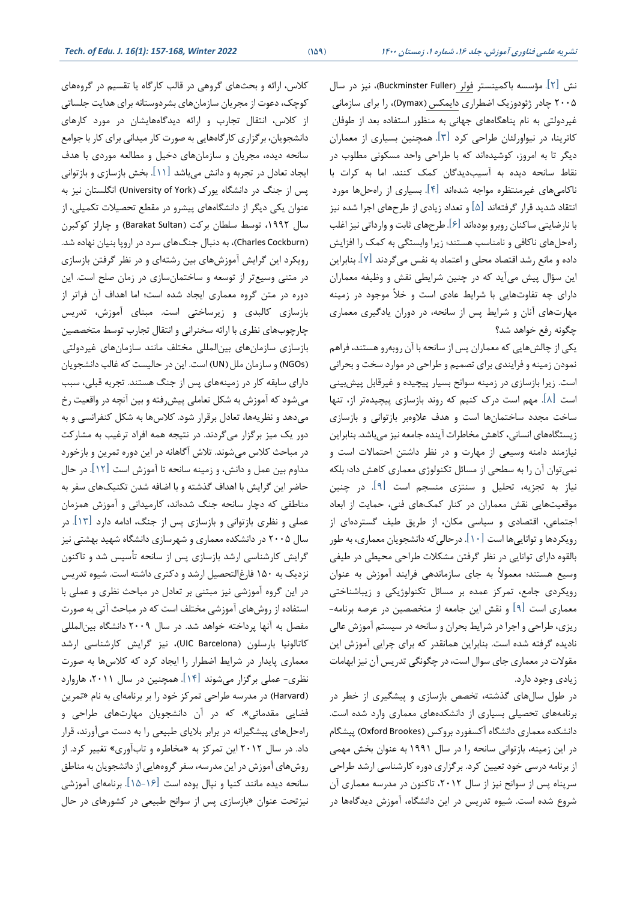نش [۲]. مؤسسه باکمینستر فولر (Buckminster Fuller)، نیز در سال ۲۰۰۵ چادر ژئودوزیک اضطراری دایمکس (Dymax))، را برای سازمانی غیردولتی به نام پناهگاه‌های جهانی به منظور استفاده بعد از طوفان کاترینا، در نیواورلئان طراحی کرد [۳]. همچنین بسیاری از معماران دیگر تا به امروز، کوشیده‌اند که با طراحی واحد مسکونی مطلوب در نقاط سانحه دیده به آسیب‌دیدگان کمک کنند. اما به کرات با ناکامی‌های غیرمنتظره مواجه شده‌اند [۴]. بسیاری از راه‌حل‌ها مورد انتقاد شدید قرار گرفته‌اند [۵] و تعداد زیادی از طرح‌های اجرا شده نیز با نارضایتی ساکنان روبرو بوده‌اند [۶]. طرح‌های ثابت و وارداتی نیز اغلب راه‌حل‌های ناکافی و نامناسب هستند؛ زیرا وابستگی به کمک را افزایش داده و مانع رشد اقتصاد محلی و اعتماد به نفس می‌گردند [۷]. بنابراین این سؤال پیش می‌آید که در چنین شرایطی نقش و وظیفه معماران دارای چه تفاوت‌هایی با شرایط عادی است و خلأ موجود در زمینه مهارت‌های آنان و شرایط پس از سانحه، در دوران یادگیری معماری چگونه رفع خواهد شد؟

یکی از چالش‌هایی که معماران پس از سانحه با آن روبه‌رو هستند، فراهم نمودن زمینه و فرایندی برای تصمیم و طراحی در موارد سخت و بحرانی است. زیرا بازسازی در زمینه سوانح بسیار پیچیده و غیرقابل پیش‌بینی است [۸]. مهم است درک کنیم که روند بازسازی پیچیده‌تر از، تنها ساخت مجدد ساختمان‌ها است و هدف علاوه‌بر بازتوانی و بازسازی زیستگاه‌های انسانی، کاهش مخاطرات آینده جامعه نیز می‌باشد. بنابراین نیازمند دامنه وسیعی از مهارت و در نظر داشتن احتمالات است و نمی‌توان آن را به سطحی از مسائل تکنولوژی معماری کاهش داد؛ بلکه نیاز به تجزیه، تحلیل و سنتزی منسجم است [۹]. در چنین موقعیت‌هایی نقش معماران در کنار کمک‌های فنی، حمایت از ابعاد اجتماعی، اقتصادی و سیاسی مکان، از طریق طیف گسترده‌ای از رویکردها و توانایی‌ها است [۱۰]. درحالی‌که دانشجویان معماری، به طور بالقوه دارای توانایی در نظر گرفتن مشکلات طراحی محیطی در طیفی وسیع هستند؛ معمولاً به جای سازماندهی فرایند آموزش به عنوان رویکردی جامع، تمرکز عمده بر مسائل تکنولوژیکی و زیباشناختی معماری است [۹] و نقش این جامعه از متخصصین در عرصه برنامه-ریزی، طراحی و اجرا در شرایط بحران و سانحه در سیستم آموزش عالی نادیده گرفته شده است. بنابراین همانقدر که برای چرایی آموزش این مقولات در معماری جای سوال است، در چگونگی تدریس آن نیز ابهامات زیادی وجود دارد.

در طول سال‌های گذشته، تخصص بازسازی و پیشگیری از خطر در برنامه‌های تحصیلی بسیاری از دانشکده‌های معماری وارد شده است. دانشکده معماری دانشگاه آکسفورد بروکس (Oxford Brookes) پیشگام در این زمینه، بازتوانی سانحه را در سال ۱۹۹۱ به عنوان بخش مهمی از برنامه درسی خود تعیین کرد. برگزاری دوره کارشناسی ارشد طراحی سرپناه پس از سوانح نیز از سال ۲۰۱۲، تاکنون در مدرسه معماری آن شروع شده است. شیوه تدریس در این دانشگاه، آموزش دیدگاه‌ها در کلاس، ارائه و بحث‌های گروهی در قالب کارگاه یا تقسیم در گروه‌های کوچک، دعوت از مجریان سازمان‌های بشردوستانه برای هدایت جلساتی از کلاس، انتقال تجارب و ارائه دیدگاه‌هایشان در مورد کارهای دانشجویان، برگزاری کارگاه‌هایی به صورت کار میدانی برای کار با جوامع سانحه دیده، مجریان و سازمان‌های دخیل و مطالعه موردی با هدف ایجاد تعادل در تجربه و دانش می‌باشد [۱۱]. بخش بازسازی و بازتوانی پس از جنگ در دانشگاه یورک (University of York) انگلستان نیز به عنوان یکی دیگر از دانشگاه‌های پیشرو در مقطع تحصیلات تکمیلی، از سال ۱۹۹۲، توسط سلطان برکت (Barakat Sultan) و چارلز کوکبرن (Charles Cockburn)، به دنبال جنگ‌های سرد در اروپا بنیان نهاده شد. رویکرد این گرایش آموزش‌های بین رشته‌ای و در نظر گرفتن بازسازی در متنی وسیع‌تر از توسعه و ساختمان‌سازی در زمان صلح است. این دوره در متن گروه معماری ایجاد شده است؛ اما اهداف آن فراتر از بازسازی کالبدی و زیرساختی است. مبنای آموزش، تدریس چارچوب‌های نظری با ارائه سخنرانی و انتقال تجارب توسط متخصصین بازسازی سازمان‌های بین‌المللی مختلف مانند سازمان‌های غیردولتی (NGOs) و سازمان ملل (UN) است. این در حالیست که غالب دانشجویان دارای سابقه کار در زمینه‌های پس از جنگ هستند. تجربه قبلی، سبب می‌شود که آموزش به شکل تعاملی پیش‌رفته و بین آنچه در واقعیت رخ می‌دهد و نظریه‌ها، تعادل برقرار شود. کلاس‌ها به شکل کنفرانسی و به دور یک میز برگزار می‌گردند. در نتیجه همه افراد ترغیب به مشارکت در مباحث کلاس می‌شوند. تلاش آگاهانه در این دوره تمرین و بازخورد مداوم بین عمل و دانش، و زمینه سانحه تا آموزش است [۱۲]. در حال حاضر این گرایش با اهداف گذشته و با اضافه شدن تکنیک‌های سفر به مناطقی که دچار سانحه جنگ شده‌اند، کارمیدانی و آموزش همزمان عملی و نظری بازتوانی و بازسازی پس از جنگ، ادامه دارد [۱۳]. در سال ۲۰۰۵ در دانشکده معماری و شهرسازی دانشگاه شهید بهشتی نیز گرایش کارشناسی ارشد بازسازی پس از سانحه تأسیس شد و تاکنون نزدیک به ۱۵۰ فارغ‌التحصیل ارشد و دکتری داشته است. شیوه تدریس در این گروه آموزشی نیز مبتنی بر تعادل در مباحث نظری و عملی با استفاده از روش‌های آموزشی مختلف است که در مباحث آتی به صورت مفصل به آنها پرداخته خواهد شد. در سال ۲۰۰۹ دانشگاه بین‌المللی کاتالونیا بارسلون (UIC Barcelona)، نیز گرایش کارشناسی ارشد معماری پایدار در شرایط اضطرار را ایجاد کرد که کلاس‌ها به صورت نظری- عملی برگزار می‌شوند [۱۴]. همچنین در سال ۲۰۱۱، هاروارد (Harvard) در مدرسه طراحی تمرکز خود را بر برنامه‌ای به نام «تمرین فضایی مقدماتی»، که در آن دانشجویان مهارت‌های طراحی و راه‌حل‌های پیشگیرانه در برابر بلایای طبیعی را به دست می‌آورند، قرار داد. در سال ۲۰۱۲ این تمرکز به «مخاطره و تاب‌آوری» تغییر کرد. از روش‌های آموزش در این مدرسه، سفر گروه‌هایی از دانشجویان به مناطق سانحه دیده مانند کنیا و نپال بوده است [۱۶-۱۵]. برنامه‌ای آموزشی نیزتحت عنوان «بازسازی پس از سوانح طبیعی در کشورهای در حال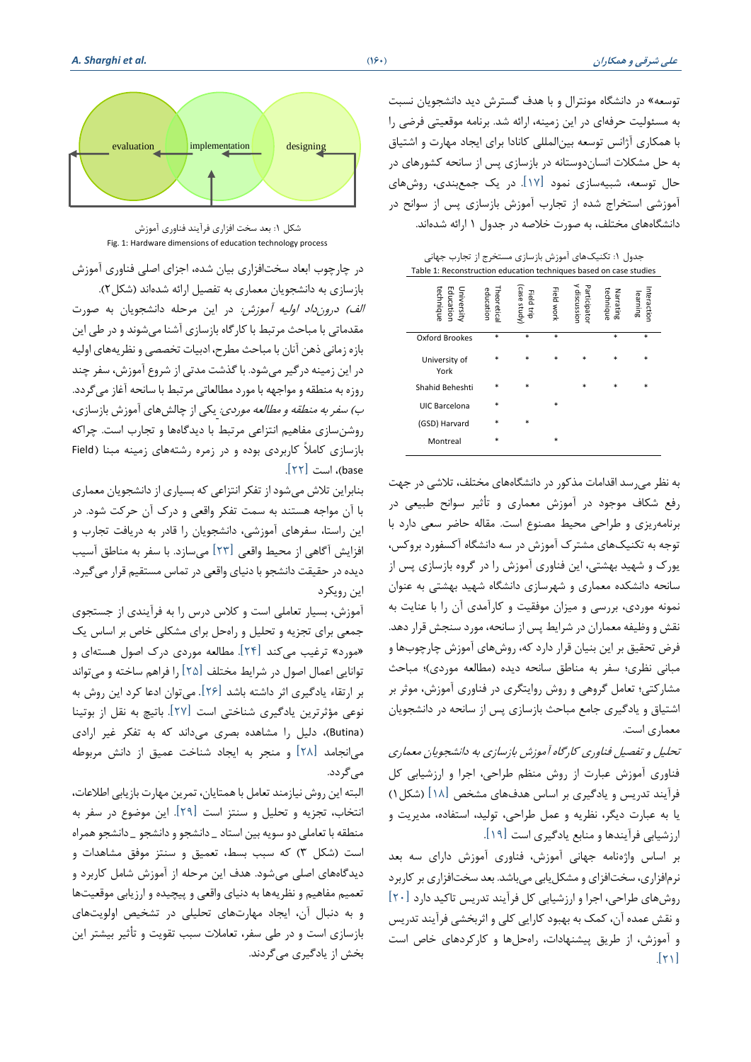توسعه» در دانشگاه مونترال و با هدف گسترش دید دانشجویان نسبت به مسئولیت حرفه‌ای در این زمینه، ارائه شد. برنامه موقعیتی فرضی را با همکاری آژانس توسعه بین‌المللی کانادا برای ایجاد مهارت و اشتیاق به حل مشکلات انسان‌دوستانه در بازسازی پس از سانحه کشورهای در حال توسعه، شبیه‌سازی نمود [۱۷]. در یک جمع‌بندی، روش‌های آموزشی استخراج شده از تجارب آموزش بازسازی پس از سوانح در دانشگاه‌های مختلف، به صورت خلاصه در جدول ۱ ارائه شده‌اند.

جدول ۱: تکنیک‌های آموزش بازسازی مستخرج از تجارب جهانی

Table 1: Reconstruction education techniques based on case studies

| University Education technique | Theoretical education | Field trip (case study) | Field work | Participatory discussion | Narrating technique | Interaction learning |
|---|---|---|---|---|---|---|
| Oxford Brookes | * | * | * | | * | * |
| University of York | * | * | * | * | * | * |
| Shahid Beheshti | * | * | | * | * | * |
| UIC Barcelona | * | | * | | | |
| (GSD) Harvard | * | * | | | | |
| Montreal | * | | * | | | |

به نظر می‌رسد اقدامات مذکور در دانشگاه‌های مختلف، تلاشی در جهت رفع شکاف موجود در آموزش معماری و تأثیر سوانح طبیعی در برنامه‌ریزی و طراحی محیط مصنوع است. مقاله حاضر سعی دارد با توجه به تکنیک‌های مشترک آموزش در سه دانشگاه آکسفورد بروکس، یورک و شهید بهشتی، این فناوری آموزش را در گروه بازسازی پس از سانحه دانشکده معماری و شهرسازی دانشگاه شهید بهشتی به عنوان نمونه موردی، بررسی و میزان موفقیت و کارآمدی آن را با عنایت به نقش و وظیفه معماران در شرایط پس از سانحه، مورد سنجش قرار دهد. فرض تحقیق بر این بنیان قرار دارد که، روش‌های آموزش چارچوب‌ها و مبانی نظری؛ سفر به مناطق سانحه دیده (مطالعه موردی)؛ مباحث مشارکتی؛ تعامل گروهی و روش روایتگری در فناوری آموزش، موثر بر اشتیاق و یادگیری جامع مباحث بازسازی پس از سانحه در دانشجویان معماری است.

*تحلیل و تفصیل فناوری کارگاه آموزش بازسازی به دانشجویان معماری*

فناوری آموزش عبارت از روش منظم طراحی، اجرا و ارزشیابی کل فرآیند تدریس و یادگیری بر اساس هدف‌های مشخص [۱۸] (شکل ۱) یا به عبارت دیگر، نظریه و عمل طراحی، تولید، استفاده، مدیریت و ارزشیابی فرآیندها و منابع یادگیری است [۱۹].

بر اساس واژه‌نامه جهانی آموزش، فناوری آموزش دارای سه بعد نرم‌افزاری، سخت‌افزاری و مشکل‌یابی می‌باشد. بعد سخت‌افزاری بر کاربرد روش‌های طراحی، اجرا و ارزشیابی کل فرآیند تدریس تاکید دارد [۲۰] و نقش عمده آن، کمک به بهبود کارایی کلی و اثربخشی فرآیند تدریس و آموزش، از طریق پیشنهادات، راه‌حل‌ها و کارکردهای خاص است [۲۱].

شکل ۱: بعد سخت افزاری فرآیند فناوری آموزش

Fig. 1: Hardware dimensions of education technology process

در چارچوب ابعاد سخت‌افزاری بیان شده، اجزای اصلی فناوری آموزش بازسازی به دانشجویان معماری به تفصیل ارائه شده‌اند (شکل ۲).

*الف) درون‌داد اولیه آموزش:* در این مرحله دانشجویان به صورت مقدماتی با مباحث مرتبط با کارگاه بازسازی آشنا می‌شوند و در طی این بازه زمانی ذهن آنان با مباحث مطرح، ادبیات تخصصی و نظریه‌های اولیه در این زمینه درگیر می‌شود. با گذشت مدتی از شروع آموزش، سفر چند روزه به منطقه و مواجهه با مورد مطالعاتی مرتبط با سانحه آغاز می‌گردد.

*ب) سفر به منطقه و مطالعه موردی:* یکی از چالش‌های آموزش بازسازی، روشن‌سازی مفاهیم انتزاعی مرتبط با دیدگاه‌ها و تجارب است. چراکه بازسازی کاملاً کاربردی بوده و در زمره رشته‌های زمینه مبنا (Field base)، است [۲۲].

بنابراین تلاش می‌شود از تفکر انتزاعی که بسیاری از دانشجویان معماری با آن مواجه هستند به سمت تفکر واقعی و درک آن حرکت شود. در این راستا، سفرهای آموزشی، دانشجویان را قادر به دریافت تجارب و افزایش آگاهی از محیط واقعی [۲۳] می‌سازد. با سفر به مناطق آسیب دیده در حقیقت دانشجو با دنیای واقعی در تماس مستقیم قرار می‌گیرد. این رویکرد

آموزشی، بسیار تعاملی است و کلاس درس را به فرآیندی از جستجوی جمعی برای تجزیه و تحلیل و راه‌حل برای مشکلی خاص بر اساس یک «مورد» ترغیب می‌کند [۲۴]. مطالعه موردی درک اصول هسته‌ای و توانایی اعمال اصول در شرایط مختلف [۲۵] را فراهم ساخته و می‌تواند بر ارتقاء یادگیری اثر داشته باشد [۲۶]. می‌توان ادعا کرد این روش به نوعی مؤثرترین یادگیری شناختی است [۲۷]. باتیچ به نقل از بوتینا (Butina)، دلیل را مشاهده بصری می‌داند که به تفکر غیر ارادی می‌انجامد [۲۸] و منجر به ایجاد شناخت عمیق از دانش مربوطه می‌گردد.

البته این روش نیازمند تعامل با همتایان، تمرین مهارت بازیابی اطلاعات، انتخاب، تجزیه و تحلیل و سنتز است [۲۹]. این موضوع در سفر به منطقه با تعاملی دو سویه بین استاد ـ دانشجو و دانشجو ـ دانشجو همراه است (شکل ۳) که سبب بسط، تعمیق و سنتز موفق مشاهدات و دیدگاه‌های اصلی می‌شود. هدف این مرحله از آموزش شامل کاربرد و تعمیم مفاهیم و نظریه‌ها به دنیای واقعی و پیچیده و ارزیابی موقعیت‌ها و به دنبال آن، ایجاد مهارت‌های تحلیلی در تشخیص اولویت‌های بازسازی است و در طی سفر، تعاملات سبب تقویت و تأثیر بیشتر این بخش از یادگیری می‌گردند.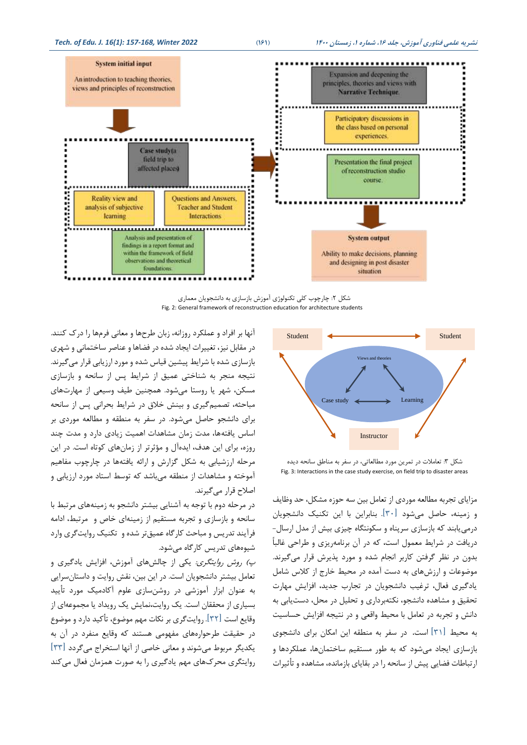System initial input

An introduction to teaching theories, views and principles of reconstruction

Case study (a field trip to affected places)

Reality view and analysis of subjective learning

Questions and Answers, Teacher and Student Interactions

Analysis and presentation of findings in a report format and within the framework of field observations and theoretical foundations

Expansion and deepening the principles, theories and views with Narrative Technique

Participatory discussions in the class based on personal experiences.

Presentation the final project of reconstruction studio course.

System output

Ability to make decisions, planning and designing in post disaster situation

شکل ۲: چارچوب کلی تکنولوژی آموزش بازسازی به دانشجویان معماری

Fig. 2: General framework of reconstruction education for architecture students

Student — Student

Views and theories

Case study — Learning

Instructor

شکل ۳: تعاملات در تمرین مورد مطالعاتی، در سفر به مناطق سانحه دیده

Fig. 3: Interactions in the case study exercise, on field trip to disaster areas

مزایای تجربه مطالعه موردی از تعامل بین سه حوزه مشکل، حد وظایف و زمینه، حاصل می‌شود [۳۰]. بنابراین با این تکنیک دانشجویان درمی‌یابند که بازسازی سرپناه و سکونتگاه چیزی بیش از مدل ارسال-دریافت در شرایط معمول است، که در آن برنامه‌ریزی و طراحی غالباً بدون در نظر گرفتن کاربر انجام شده و مورد پذیرش قرار می‌گیرند. موضوعات و ارزش‌های به دست آمده در محیط خارج از کلاس شامل یادگیری فعال، ترغیب دانشجویان در تجارب جدید، افزایش مهارت تحقیق و مشاهده دانشجو، نکته‌برداری و تحلیل در محل، دستیابی به دانش و تجربه در تعامل با محیط واقعی و در نتیجه افزایش حساسیت به محیط و تجربه است [۳۱]. در سفر به منطقه این امکان برای دانشجوی بازسازی ایجاد می‌شود که به طور مستقیم ساختمان‌ها، عملکردها و ارتباطات فضایی پیش از سانحه را در بقایای بازمانده، مشاهده و تأثیرات آنها بر افراد و عملکرد روزانه، زبان طرح‌ها و معانی فرم‌ها را درک کنند. در مقابل نیز، تغییرات ایجاد شده در فضاها و عناصر ساختمانی و شهری بازسازی شده با شرایط پیشین قیاس شده و مورد ارزیابی قرار می‌گیرند. نتیجه منجر به شناختی عمیق از شرایط پس از سانحه و بازسازی مسکن، شهر یا روستا می‌شود. همچنین طیف وسیعی از مهارت‌های مباحثه، تصمیم‌گیری و بینش خلاق در شرایط بحرانی پس از سانحه برای دانشجو حاصل می‌شود. در سفر به منطقه و مطالعه موردی بر اساس یافته‌ها، مدت زمان مشاهدات اهمیت زیادی دارد و مدت چند روزه، برای این هدف، ایده‌آل و مؤثرتر از زمان‌های کوتاه است. در این مرحله ارزشیابی به شکل گزارش و ارائه یافته‌ها در چارچوب مفاهیم آموخته و مشاهدات از منطقه می‌باشد که توسط استاد مورد ارزیابی و اصلاح قرار می‌گیرند.

در مرحله دوم با توجه به آشنایی بیشتر دانشجو به زمینه‌های مرتبط با سانحه و بازسازی و تجربه مستقیم از زمینه‌ای خاص و مرتبط، ادامه فرآیند تدریس و مباحث کارگاه عمیق‌تر شده و تکنیک روایتگری وارد شیوه‌های تدریس کارگاه می‌شود.

*پ) روش روایتگری:* یکی از چالش‌های آموزش، افزایش یادگیری و تعامل بیشتر دانشجویان است. در این بین، نقش روایت و داستان‌سرایی به عنوان ابزار آموزشی در روشن‌سازی علوم آکادمیک مورد تأیید بسیاری از محققان است. یک روایت،نمایش یک رویداد یا مجموعه‌ای از وقایع است [۳۲]. روایتگری بر نکات مهم موضوع، تأکید دارد و موضوع در حقیقت طرحواره‌های مفهومی هستند که وقایع منفرد در آن به یکدیگر مربوط می‌شوند و معانی خاصی از آنها استخراج می‌گردد [۳۳] روایتگری محرک‌های مهم یادگیری را به صورت همزمان فعال می‌کند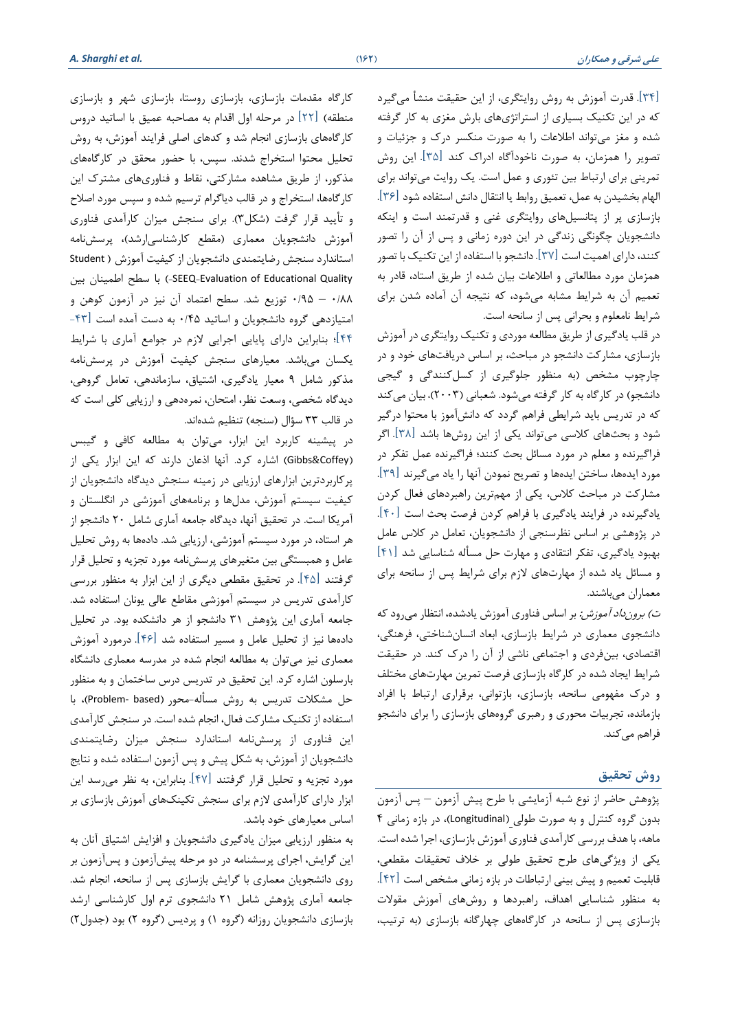[۳۴]. قدرت آموزش به روش روایتگری، از این حقیقت منشأ می‌گیرد که در این تکنیک بسیاری از استراتژی‌های بارش مغزی به کار گرفته شده و مغز می‌تواند اطلاعات را به صورت منکسر درک و جزئیات و تصویر را همزمان، به صورت ناخودآگاه ادراک کند [۳۵]. این روش تمرینی برای ارتباط بین تئوری و عمل است. یک روایت می‌تواند برای الهام بخشیدن به عمل، تعمیق روابط یا انتقال دانش استفاده شود [۳۶]. بازسازی پر از پتانسیل‌های روایتگری غنی و قدرتمند است و اینکه دانشجویان چگونگی زندگی در این دوره زمانی و پس از آن را تصور کنند، دارای اهمیت است [۳۷]. دانشجو با استفاده از این تکنیک با تصور همزمان مورد مطالعاتی و اطلاعات بیان شده از طریق استاد، قادر به تعمیم آن به شرایط مشابه می‌شود، که نتیجه آن آماده شدن برای شرایط نامعلوم و بحرانی پس از سانحه است.

در قلب یادگیری از طریق مطالعه موردی و تکنیک روایتگری در آموزش بازسازی، مشارکت دانشجو در مباحث، بر اساس دریافت‌های خود و در چارچوب مشخص (به منظور جلوگیری از کسل‌کنندگی و گیجی دانشجو) در کارگاه به کار گرفته می‌شود. شعبانی (۲۰۰۳)، بیان می‌کند که در تدریس باید شرایطی فراهم گردد که دانش‌آموز با محتوا درگیر شود و بحث‌های کلاسی می‌تواند یکی از این روش‌ها باشد [۳۸]. اگر فراگیرنده و معلم در مورد مسائل بحث کنند؛ فراگیرنده عمل تفکر در مورد ایده‌ها، ساختن ایده‌ها و تصریح نمودن آنها را یاد می‌گیرند [۳۹]. مشارکت در مباحث کلاس، یکی از مهم‌ترین راهبردهای فعال کردن یادگیرنده در فرایند یادگیری با فراهم کردن فرصت بحث است [۴۰]. در پژوهشی بر اساس نظرسنجی از دانشجویان، تعامل در کلاس عامل بهبود یادگیری، تفکر انتقادی و مهارت حل مسأله شناسایی شد [۴۱] و مسائل یاد شده از مهارت‌های لازم برای شرایط پس از سانحه برای معماران می‌باشند.

*ت) برون‌داد آموزش:* بر اساس فناوری آموزش یادشده، انتظار می‌رود که دانشجوی معماری در شرایط بازسازی، ابعاد انسان‌شناختی، فرهنگی، اقتصادی، بین‌فردی و اجتماعی ناشی از آن را درک کند. در حقیقت شرایط ایجاد شده در کارگاه بازسازی فرصت تمرین مهارت‌های مختلف و درک مفهومی سانحه، بازسازی، بازتوانی، برقراری ارتباط با افراد بازمانده، تجربیات محوری و رهبری گروه‌های بازسازی را برای دانشجو فراهم می‌کند.

## روش تحقیق

پژوهش حاضر از نوع شبه آزمایشی با طرح پیش آزمون – پس آزمون بدون گروه کنترل و به صورت طولی (Longitudinal)، در بازه زمانی ۴ ماهه، با هدف بررسی کارآمدی فناوری آموزش بازسازی، اجرا شده است. یکی از ویژگی‌های طرح تحقیق طولی بر خلاف تحقیقات مقطعی، قابلیت تعمیم و پیش بینی ارتباطات در بازه زمانی مشخص است [۴۲]. به منظور شناسایی اهداف، راهبردها و روش‌های آموزش مقولات بازسازی پس از سانحه در کارگاه‌های چهارگانه بازسازی (به ترتیب، کارگاه مقدمات بازسازی، بازسازی روستا، بازسازی شهر و بازسازی منطقه) [۲۲] در مرحله اول اقدام به مصاحبه عمیق با اساتید دروس کارگاه‌های بازسازی انجام شد و کدهای اصلی فرایند آموزش، به روش تحلیل محتوا استخراج شدند. سپس، با حضور محقق در کارگاه‌های مذکور، از طریق مشاهده مشارکتی، نقاط و فناوری‌های مشترک این کارگاه‌ها، استخراج و در قالب دیاگرام ترسیم شده و سپس مورد اصلاح و تأیید قرار گرفت (شکل۳). برای سنجش میزان کارآمدی فناوری آموزش دانشجویان معماری (مقطع کارشناسی‌ارشد)، پرسش‌نامه استاندارد سنجش رضایتمندی دانشجویان از کیفیت آموزش (Student Evaluation of Educational Quality-SEEQ) با سطح اطمینان بین ۰/۸۸ – ۰/۹۵ توزیع شد. سطح اعتماد آن نیز در آزمون کوهن و امتیازدهی گروه دانشجویان و اساتید ۰/۴۵ به دست آمده است [۴۳-۴۴]؛ بنابراین دارای پایایی اجرایی لازم در جوامع آماری با شرایط یکسان می‌باشد. معیارهای سنجش کیفیت آموزش در پرسش‌نامه مذکور شامل ۹ معیار یادگیری، اشتیاق، سازماندهی، تعامل گروهی، دیدگاه شخصی، وسعت نظر، امتحان، نمره‌دهی و ارزیابی کلی است که در قالب ۳۳ سؤال (سنجه) تنظیم شده‌اند.

در پیشینه کاربرد این ابزار، می‌توان به مطالعه کافی و گیبس (Gibbs&Coffey) اشاره کرد. آنها اذعان دارند که این ابزار یکی از پرکاربردترین ابزارهای ارزیابی در زمینه سنجش دیدگاه دانشجویان از کیفیت سیستم آموزش، مدل‌ها و برنامه‌های آموزشی در انگلستان و آمریکا است. در تحقیق آنها، دیدگاه جامعه آماری شامل ۲۰ دانشجو از هر استاد، در مورد سیستم آموزشی، ارزیابی شد. داده‌ها به روش تحلیل عامل و همبستگی بین متغیرهای پرسش‌نامه مورد تجزیه و تحلیل قرار گرفتند [۴۵]. در تحقیق مقطعی دیگری از این ابزار به منظور بررسی کارآمدی تدریس در سیستم آموزشی مقاطع عالی یونان استفاده شد. جامعه آماری این پژوهش ۳۱ دانشجو از هر دانشکده بود. در تحلیل داده‌ها نیز از تحلیل عامل و مسیر استفاده شد [۴۶]. درمورد آموزش معماری نیز می‌توان به مطالعه انجام شده در مدرسه معماری دانشگاه بارسلون اشاره کرد. این تحقیق در تدریس درس ساختمان و به منظور حل مشکلات تدریس به روش مسأله-محور (Problem- based)، با استفاده از تکنیک مشارکت فعال، انجام شده است. در سنجش کارآمدی این فناوری از پرسش‌نامه استاندارد سنجش میزان رضایتمندی دانشجویان از آموزش، به شکل پیش و پس آزمون استفاده شده و نتایج مورد تجزیه و تحلیل قرار گرفتند [۴۷]. بنابراین، به نظر می‌رسد این ابزار دارای کارآمدی لازم برای سنجش تکنیک‌های آموزش بازسازی بر اساس معیارهای خود باشد.

به منظور ارزیابی میزان یادگیری دانشجویان و افزایش اشتیاق آنان به این گرایش، اجرای پرسشنامه در دو مرحله پیش‌آزمون و پس‌آزمون بر روی دانشجویان معماری با گرایش بازسازی پس از سانحه، انجام شد. جامعه آماری پژوهش شامل ۲۱ دانشجوی ترم اول کارشناسی ارشد بازسازی دانشجویان روزانه (گروه ۱) و پردیس (گروه ۲) بود (جدول۲)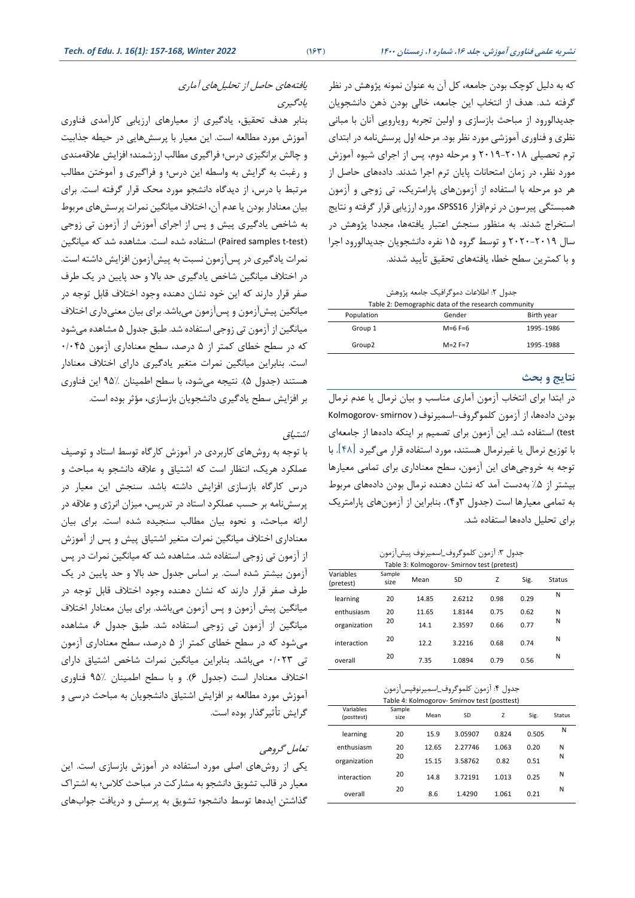که به دلیل کوچک بودن جامعه، کل آن به عنوان نمونه پژوهش در نظر گرفته شد. هدف از انتخاب این جامعه، خالی بودن ذهن دانشجویان جدیدالورود از مباحث بازسازی و اولین تجربه رویارویی آنان با مبانی نظری و فناوری آموزشی مورد نظر بود. مرحله اول پرسش‌نامه در ابتدای ترم تحصیلی ۲۰۱۸-۲۰۱۹ و مرحله دوم، پس از اجرای شیوه آموزش مورد نظر، در زمان امتحانات پایان ترم اجرا شدند. داده‌های حاصل از هر دو مرحله با استفاده از آزمون‌های پارامتریک، تی زوجی و آزمون همبستگی پیرسون در نرم‌افزار SPSS16، مورد ارزیابی قرار گرفته و نتایج استخراج شدند. به منظور سنجش اعتبار یافته‌ها، مجددا پژوهش در سال ۲۰۱۹-۲۰۲۰ و توسط گروه ۱۵ نفره دانشجویان جدیدالورود اجرا و با کمترین سطح خطا، یافته‌های تحقیق تأیید شدند.

جدول ۲: اطلاعات دموگرافیک جامعه پژوهش
Table 2: Demographic data of the research community

| Population | Gender | Birth year |
|---|---|---|
| Group 1 | M=6 F=6 | 1995-1986 |
| Group2 | M=2 F=7 | 1995-1988 |

## نتایج و بحث

در ابتدا برای انتخاب آزمون آماری مناسب و بیان نرمال یا عدم نرمال بودن داده‌ها، از آزمون کلموگروف-اسمیرنوف ( Kolmogorov- smirnov test) استفاده شد. این آزمون برای تصمیم بر اینکه داده‌ها از جامعه‌ای با توزیع نرمال یا غیرنرمال هستند، مورد استفاده قرار می‌گیرد [۴۸]. با توجه به خروجی‌های این آزمون، سطح معناداری برای تمامی معیارها بیشتر از ۵٪ به‌دست آمد که نشان دهنده نرمال بودن داده‌های مربوط به تمامی معیارها است (جدول ۳و۴). بنابراین از آزمون‌های پارامتریک برای تحلیل داده‌ها استفاده شد.

جدول ۳: آزمون کلموگروف_اسمیرنوف پیش‌آزمون
Table 3: Kolmogorov- Smirnov test (pretest)

| Variables (pretest) | Sample size | Mean | SD | Z | Sig. | Status |
|---|---|---|---|---|---|---|
| learning | 20 | 14.85 | 2.6212 | 0.98 | 0.29 | N |
| enthusiasm | 20 | 11.65 | 1.8144 | 0.75 | 0.62 | N |
| organization | 20 | 14.1 | 2.3597 | 0.66 | 0.77 | N |
| interaction | 20 | 12.2 | 3.2216 | 0.68 | 0.74 | N |
| overall | 20 | 7.35 | 1.0894 | 0.79 | 0.56 | N |

جدول ۴: آزمون کلموگروف_اسمیرنوف‌پس‌آزمون
Table 4: Kolmogorov- Smirnov test (posttest)

| Variables (posttest) | Sample size | Mean | SD | Z | Sig. | Status |
|---|---|---|---|---|---|---|
| learning | 20 | 15.9 | 3.05907 | 0.824 | 0.505 | N |
| enthusiasm | 20 | 12.65 | 2.27746 | 1.063 | 0.20 | N |
| organization | 20 | 15.15 | 3.58762 | 0.82 | 0.51 | N |
| interaction | 20 | 14.8 | 3.72191 | 1.013 | 0.25 | N |
| overall | 20 | 8.6 | 1.4290 | 1.061 | 0.21 | N |

### یافته‌های حاصل از تحلیل‌های آماری

#### یادگیری

بنابر هدف تحقیق، یادگیری از معیارهای ارزیابی کارآمدی فناوری آموزش مورد مطالعه است. این معیار با پرسش‌هایی در حیطه جذابیت و چالش برانگیزی درس؛ فراگیری مطالب ارزشمند؛ افزایش علاقه‌مندی و رغبت به گرایش به واسطه این درس؛ و فراگیری و آموختن مطالب مرتبط با درس، از دیدگاه دانشجو مورد محک قرار گرفته است. برای بیان معنادار بودن یا عدم آن، اختلاف میانگین نمرات پرسش‌های مربوط به شاخص یادگیری پیش و پس از اجرای آموزش از آزمون تی زوجی (Paired samples t-test) استفاده شده است. مشاهده شد که میانگین نمرات یادگیری در پس‌آزمون نسبت به پیش‌آزمون افزایش داشته است. در اختلاف میانگین شاخص یادگیری حد بالا و حد پایین در یک طرف صفر قرار دارند که این خود نشان دهنده وجود اختلاف قابل توجه در میانگین پیش‌آزمون و پس‌آزمون می‌باشد. برای بیان معنی‌داری اختلاف میانگین از آزمون تی زوجی استفاده شد. طبق جدول ۵ مشاهده می‌شود که در سطح خطای کمتر از ۵ درصد، سطح معناداری آزمون ۰/۰۴۵ است. بنابراین میانگین نمرات متغیر یادگیری دارای اختلاف معنادار هستند (جدول ۵). نتیجه می‌شود، با سطح اطمینان ۹۵٪ این فناوری بر افزایش سطح یادگیری دانشجویان بازسازی، مؤثر بوده است.

#### اشتیاق

با توجه به روش‌های کاربردی در آموزش کارگاه توسط استاد و توصیف عملکرد هریک، انتظار است که اشتیاق و علاقه دانشجو به مباحث و درس کارگاه بازسازی افزایش داشته باشد. سنجش این معیار در پرسش‌نامه بر حسب عملکرد استاد در تدریس، میزان انرژی و علاقه در ارائه مباحث، و نحوه بیان مطالب سنجیده شده است. برای بیان معناداری اختلاف میانگین نمرات متغیر اشتیاق پیش و پس از آموزش از آزمون تی زوجی استفاده شد. مشاهده شد که میانگین نمرات در پس آزمون بیشتر شده است. بر اساس جدول حد بالا و حد پایین در یک طرف صفر قرار دارند که نشان دهنده وجود اختلاف قابل توجه در میانگین پیش آزمون و پس آزمون می‌باشد. برای بیان معنادار اختلاف میانگین از آزمون تی زوجی استفاده شد. طبق جدول ۶، مشاهده می‌شود که در سطح خطای کمتر از ۵ درصد، سطح معناداری آزمون تی ۰/۰۲۳ می‌باشد. بنابراین میانگین نمرات شاخص اشتیاق دارای اختلاف معنادار است (جدول ۶). و با سطح اطمینان ۹۵٪ فناوری آموزش مورد مطالعه بر افزایش اشتیاق دانشجویان به مباحث درسی و گرایش تأثیرگذار بوده است.

#### تعامل گروهی

یکی از روش‌های اصلی مورد استفاده در آموزش بازسازی است. این معیار در قالب تشویق دانشجو به مشارکت در مباحث کلاس؛ به اشتراک گذاشتن ایده‌ها توسط دانشجو؛ تشویق به پرسش و دریافت جواب‌های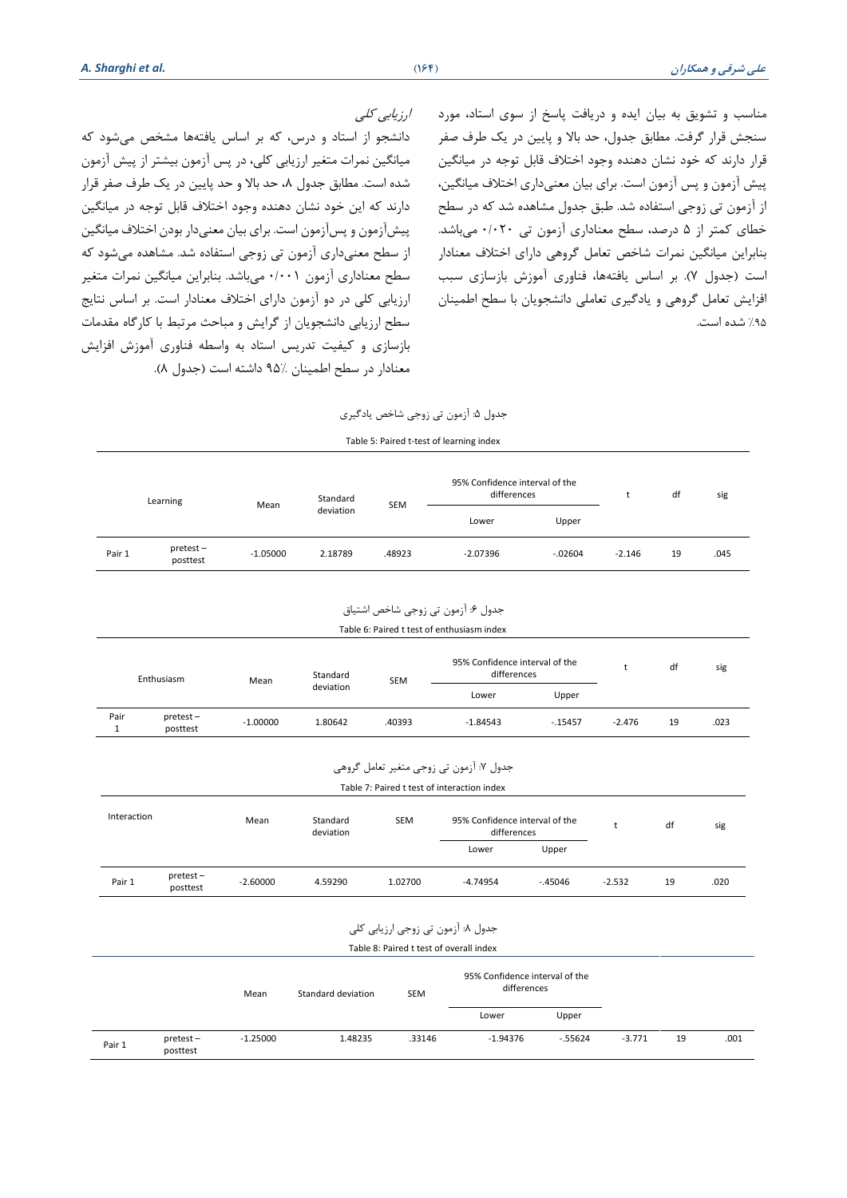مناسب و تشویق به بیان ایده و دریافت پاسخ از سوی استاد، مورد سنجش قرار گرفت. مطابق جدول، حد بالا و پایین در یک طرف صفر قرار دارند که خود نشان دهنده وجود اختلاف قابل توجه در میانگین پیش آزمون و پس آزمون است. برای بیان معنی‌داری اختلاف میانگین، از آزمون تی زوجی استفاده شد. طبق جدول مشاهده شد که در سطح خطای کمتر از ۵ درصد، سطح معناداری آزمون تی ۰/۰۲۰ می‌باشد. بنابراین میانگین نمرات شاخص تعامل گروهی دارای اختلاف معنادار است (جدول ۷). بر اساس یافته‌ها، فناوری آموزش بازسازی سبب افزایش تعامل گروهی و یادگیری تعاملی دانشجویان با سطح اطمینان ۹۵٪ شده است.

*ارزیابی کلی*

دانشجو از استاد و درس، که بر اساس یافته‌ها مشخص می‌شود که میانگین نمرات متغیر ارزیابی کلی، در پس آزمون بیشتر از پیش آزمون شده است. مطابق جدول ۸، حد بالا و حد پایین در یک طرف صفر قرار دارند که این خود نشان دهنده وجود اختلاف قابل توجه در میانگین پیش‌آزمون و پس‌آزمون است. برای بیان معنی‌دار بودن اختلاف میانگین از سطح معنی‌داری آزمون تی زوجی استفاده شد. مشاهده می‌شود که سطح معناداری آزمون ۰/۰۰۱ می‌باشد. بنابراین میانگین نمرات متغیر ارزیابی کلی در دو آزمون دارای اختلاف معنادار است. بر اساس نتایج سطح ارزیابی دانشجویان از گرایش و مباحث مرتبط با کارگاه مقدمات بازسازی و کیفیت تدریس استاد به واسطه فناوری آموزش افزایش معنادار در سطح اطمینان ۹۵٪ داشته است (جدول ۸).

جدول ۵: آزمون تی زوجی شاخص یادگیری

Table 5: Paired t-test of learning index

| Learning | | Mean | Standard deviation | SEM | 95% Confidence interval of the differences | | t | df | sig |
|---|---|---|---|---|---|---|---|---|---|
| | | | | | Lower | Upper | | | |
| Pair 1 | pretest – posttest | -1.05000 | 2.18789 | .48923 | -2.07396 | -.02604 | -2.146 | 19 | .045 |

جدول ۶: آزمون تی زوجی شاخص اشتیاق

Table 6: Paired t test of enthusiasm index

| Enthusiasm | | Mean | Standard deviation | SEM | 95% Confidence interval of the differences | | t | df | sig |
|---|---|---|---|---|---|---|---|---|---|
| | | | | | Lower | Upper | | | |
| Pair 1 | pretest – posttest | -1.00000 | 1.80642 | .40393 | -1.84543 | -.15457 | -2.476 | 19 | .023 |

جدول ۷: آزمون تی زوجی متغیر تعامل گروهی

Table 7: Paired t test of interaction index

| Interaction | | Mean | Standard deviation | SEM | 95% Confidence interval of the differences | | t | df | sig |
|---|---|---|---|---|---|---|---|---|---|
| | | | | | Lower | Upper | | | |
| Pair 1 | pretest – posttest | -2.60000 | 4.59290 | 1.02700 | -4.74954 | -.45046 | -2.532 | 19 | .020 |

جدول ۸: آزمون تی زوجی ارزیابی کلی

Table 8: Paired t test of overall index

| | | Mean | Standard deviation | SEM | 95% Confidence interval of the differences | | | | |
|---|---|---|---|---|---|---|---|---|---|
| | | | | | Lower | Upper | | | |
| Pair 1 | pretest – posttest | -1.25000 | 1.48235 | .33146 | -1.94376 | -.55624 | -3.771 | 19 | .001 |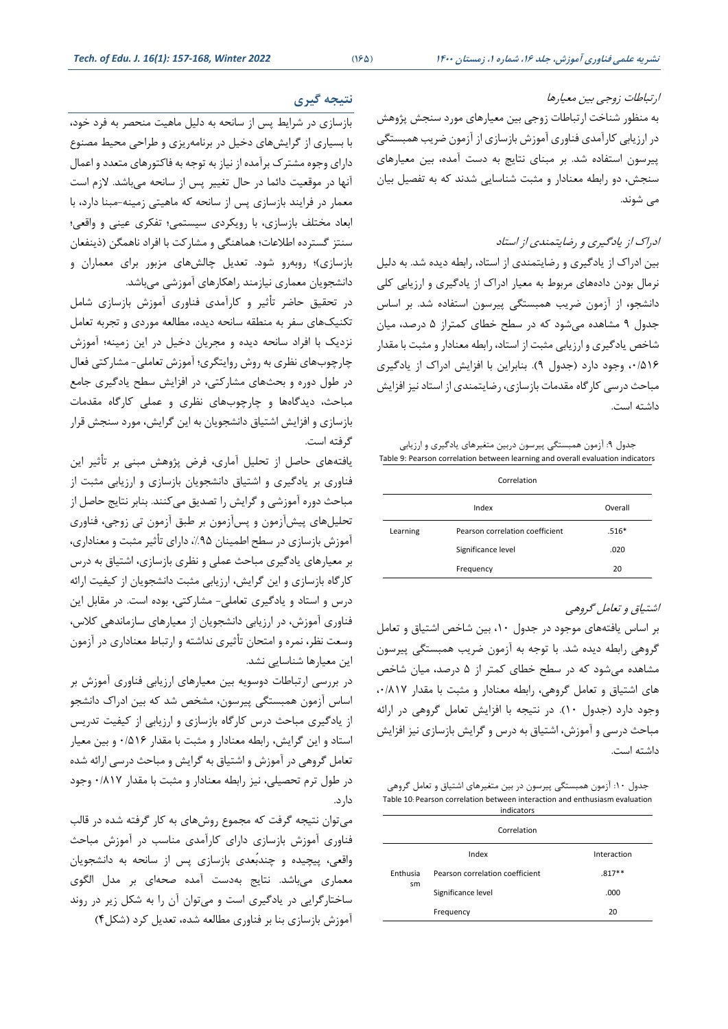*ارتباطات زوجی بین معیارها*

به منظور شناخت ارتباطات زوجی بین معیارهای مورد سنجش پژوهش در ارزیابی کارآمدی فناوری آموزش بازسازی از آزمون ضریب همبستگی پیرسون استفاده شد. بر مبنای نتایج به دست آمده، بین معیارهای سنجش، دو رابطه معنادار و مثبت شناسایی شدند که به تفصیل بیان می شوند.

*ادراک از یادگیری و رضایتمندی از استاد*

بین ادراک از یادگیری و رضایتمندی از استاد، رابطه دیده شد. به دلیل نرمال بودن داده‌های مربوط به معیار ادراک از یادگیری و ارزیابی کلی دانشجو، از آزمون ضریب همبستگی پیرسون استفاده شد. بر اساس جدول ۹ مشاهده می‌شود که در سطح خطای کمتراز ۵ درصد، میان شاخص یادگیری و ارزیابی مثبت از استاد، رابطه معنادار و مثبت با مقدار ۰/۵۱۶، وجود دارد (جدول ۹). بنابراین با افزایش ادراک از یادگیری مباحث درسی کارگاه مقدمات بازسازی، رضایتمندی از استاد نیز افزایش داشته است.

جدول ۹: آزمون همبستگی پیرسون دربین متغیرهای یادگیری و ارزیابی

Table 9: Pearson correlation between learning and overall evaluation indicators

| Correlation | | |
|---|---|---|
| | Index | Overall |
| Learning | Pearson correlation coefficient | .516* |
| | Significance level | .020 |
| | Frequency | 20 |

*اشتیاق و تعامل گروهی*

بر اساس یافته‌های موجود در جدول ۱۰، بین شاخص اشتیاق و تعامل گروهی رابطه دیده شد. با توجه به آزمون ضریب همبستگی پیرسون مشاهده می‌شود که در سطح خطای کمتر از ۵ درصد، میان شاخص های اشتیاق و تعامل گروهی، رابطه معنادار و مثبت با مقدار ۰/۸۱۷، وجود دارد (جدول ۱۰). در نتیجه با افزایش تعامل گروهی در ارائه مباحث درسی و آموزش، اشتیاق به درس و گرایش بازسازی نیز افزایش داشته است.

جدول ۱۰: آزمون همبستگی پیرسون در بین متغیرهای اشتیاق و تعامل گروهی

Table 10: Pearson correlation between interaction and enthusiasm evaluation indicators

| Correlation | | |
|---|---|---|
| | Index | Interaction |
| Enthusiasm | Pearson correlation coefficient | .817** |
| | Significance level | .000 |
| | Frequency | 20 |

## نتیجه گیری

بازسازی در شرایط پس از سانحه به دلیل ماهیت منحصر به فرد خود، با بسیاری از گرایش‌های دخیل در برنامه‌ریزی و طراحی محیط مصنوع دارای وجوه مشترک برآمده از نیاز به توجه به فاکتورهای متعدد و اعمال آنها در موقعیت دائما در حال تغییر پس از سانحه می‌باشد. لازم است معمار در فرایند بازسازی پس از سانحه که ماهیتی زمینه-مبنا دارد، با ابعاد مختلف بازسازی، با رویکردی سیستمی؛ تفکری عینی و واقعی؛ سنتز گسترده اطلاعات؛ هماهنگی و مشارکت با افراد ناهمگن (ذینفعان بازسازی)؛ روبه‌رو شود. تعدیل چالش‌های مزبور برای معماران و دانشجویان معماری نیازمند راهکارهای آموزشی می‌باشد.

در تحقیق حاضر تأثیر و کارآمدی فناوری آموزش بازسازی شامل تکنیک‌های سفر به منطقه سانحه دیده، مطالعه موردی و تجربه تعامل نزدیک با افراد سانحه دیده و مجریان دخیل در این زمینه؛ آموزش چارچوب‌های نظری به روش روایتگری؛ آموزش تعاملی- مشارکتی فعال در طول دوره و بحث‌های مشارکتی، در افزایش سطح یادگیری جامع مباحث، دیدگاه‌ها و چارچوب‌های نظری و عملی کارگاه مقدمات بازسازی و افزایش اشتیاق دانشجویان به این گرایش، مورد سنجش قرار گرفته است.

یافته‌های حاصل از تحلیل آماری، فرض پژوهش مبنی بر تأثیر این فناوری بر یادگیری و اشتیاق دانشجویان بازسازی و ارزیابی مثبت از مباحث دوره آموزشی و گرایش را تصدیق می‌کنند. بنابر نتایج حاصل از تحلیل‌های پیش‌آزمون و پس‌آزمون بر طبق آزمون تی زوجی، فناوری آموزش بازسازی در سطح اطمینان ۹۵٪، دارای تأثیر مثبت و معناداری، بر معیارهای یادگیری مباحث عملی و نظری بازسازی، اشتیاق به درس کارگاه بازسازی و این گرایش، ارزیابی مثبت دانشجویان از کیفیت ارائه درس و استاد و یادگیری تعاملی- مشارکتی، بوده است. در مقابل این فناوری آموزش، در ارزیابی دانشجویان از معیارهای سازماندهی کلاس، وسعت نظر، نمره و امتحان تأثیری نداشته و ارتباط معناداری در آزمون این معیارها شناسایی نشد.

در بررسی ارتباطات دوسویه بین معیارهای ارزیابی فناوری آموزش بر اساس آزمون همبستگی پیرسون، مشخص شد که بین ادراک دانشجو از یادگیری مباحث درس کارگاه بازسازی و ارزیابی از کیفیت تدریس استاد و این گرایش، رابطه معنادار و مثبت با مقدار ۰/۵۱۶ و بین معیار تعامل گروهی در آموزش و اشتیاق به گرایش و مباحث درسی ارائه شده در طول ترم تحصیلی، نیز رابطه معنادار و مثبت با مقدار ۰/۸۱۷ وجود دارد.

می‌توان نتیجه گرفت که مجموع روش‌های به کار گرفته شده در قالب فناوری آموزش بازسازی دارای کارآمدی مناسب در آموزش مباحث واقعی، پیچیده و چندبُعدی بازسازی پس از سانحه به دانشجویان معماری می‌باشد. نتایج به‌دست آمده صحه‌ای بر مدل الگوی ساختارگرایی در یادگیری است و می‌توان آن را به شکل زیر در روند آموزش بازسازی بنا بر فناوری مطالعه شده، تعدیل کرد (شکل۴)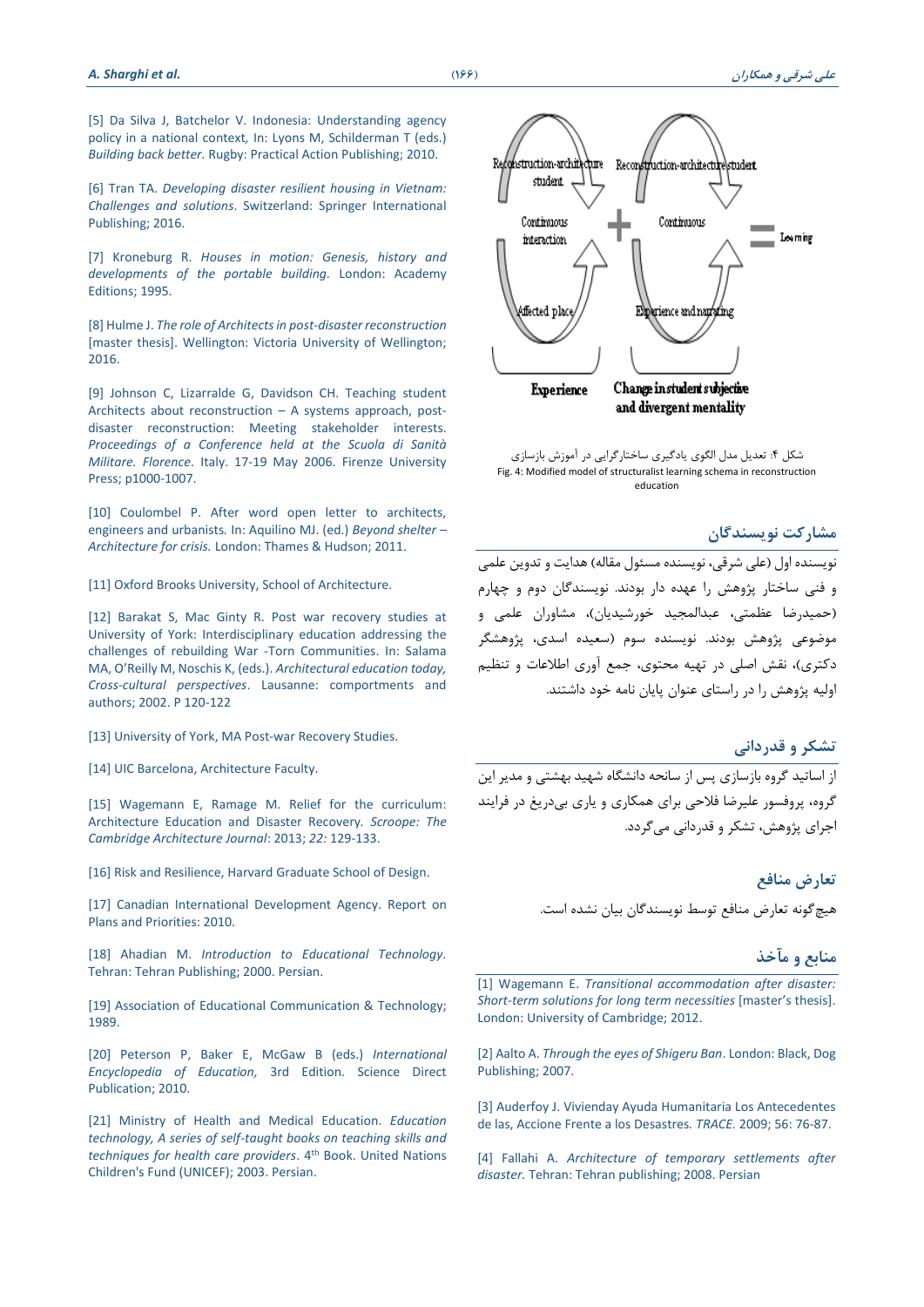[5] Da Silva J, Batchelor V. Indonesia: Understanding agency policy in a national context, In: Lyons M, Schilderman T (eds.) *Building back better*. Rugby: Practical Action Publishing; 2010.

[6] Tran TA. *Developing disaster resilient housing in Vietnam: Challenges and solutions*. Switzerland: Springer International Publishing; 2016.

[7] Kroneburg R. *Houses in motion: Genesis, history and developments of the portable building*. London: Academy Editions; 1995.

[8] Hulme J. *The role of Architects in post-disaster reconstruction* [master thesis]. Wellington: Victoria University of Wellington; 2016.

[9] Johnson C, Lizarralde G, Davidson CH. Teaching student Architects about reconstruction – A systems approach, post-disaster reconstruction: Meeting stakeholder interests. *Proceedings of a Conference held at the Scuola di Sanità Militare. Florence*. Italy. 17-19 May 2006. Firenze University Press; p1000-1007.

[10] Coulombel P. After word open letter to architects, engineers and urbanists. In: Aquilino MJ. (ed.) *Beyond shelter – Architecture for crisis.* London: Thames & Hudson; 2011.

[11] Oxford Brooks University, School of Architecture.

[12] Barakat S, Mac Ginty R. Post war recovery studies at University of York: Interdisciplinary education addressing the challenges of rebuilding War -Torn Communities. In: Salama MA, O'Reilly M, Noschis K, (eds.). *Architectural education today, Cross-cultural perspectives*. Lausanne: comportments and authors; 2002. P 120-122

[13] University of York, MA Post-war Recovery Studies.

[14] UIC Barcelona, Architecture Faculty.

[15] Wagemann E, Ramage M. Relief for the curriculum: Architecture Education and Disaster Recovery. *Scroope: The Cambridge Architecture Journal*: 2013; *22:* 129-133.

[16] Risk and Resilience, Harvard Graduate School of Design.

[17] Canadian International Development Agency. Report on Plans and Priorities: 2010.

[18] Ahadian M. *Introduction to Educational Technology*. Tehran: Tehran Publishing; 2000. Persian.

[19] Association of Educational Communication & Technology; 1989.

[20] Peterson P, Baker E, McGaw B (eds.) *International Encyclopedia of Education,* 3rd Edition. Science Direct Publication; 2010.

[21] Ministry of Health and Medical Education. *Education technology, A series of self-taught books on teaching skills and techniques for health care providers*. 4th Book. United Nations Children's Fund (UNICEF); 2003. Persian.

Reconstruction-architecture student | Continuous interaction | Affected place | Experience + Reconstruction-architecture student | Continuous | Experience and narrating | Change in student subjective and divergent mentality = Learning

شکل ۴: تعدیل مدل الگوی یادگیری ساختارگرایی در آموزش بازسازی
Fig. 4: Modified model of structuralist learning schema in reconstruction education

## مشارکت نویسندگان

نویسنده اول (علی شرقی، نویسنده مسئول مقاله) هدایت و تدوین علمی و فنی ساختار پژوهش را عهده دار بودند. نویسندگان دوم و چهارم (حمیدرضا عظمتی، عبدالمجید خورشیدیان)، مشاوران علمی و موضوعی پژوهش بودند. نویسنده سوم (سعیده اسدی، پژوهشگر دکتری)، نقش اصلی در تهیه محتوی، جمع آوری اطلاعات و تنظیم اولیه پژوهش را در راستای عنوان پایان نامه خود داشتند.

## تشکر و قدردانی

از اساتید گروه بازسازی پس از سانحه دانشگاه شهید بهشتی و مدیر این گروه، پروفسور علیرضا فلاحی برای همکاری و یاری بی‌دریغ در فرایند اجرای پژوهش، تشکر و قدردانی می‌گردد.

## تعارض منافع

هیچ‌گونه تعارض منافع توسط نویسندگان بیان نشده است.

## منابع و مآخذ

[1] Wagemann E. *Transitional accommodation after disaster: Short-term solutions for long term necessities* [master's thesis]. London: University of Cambridge; 2012.

[2] Aalto A. *Through the eyes of Shigeru Ban*. London: Black, Dog Publishing; 2007.

[3] Auderfoy J. Vivienday Ayuda Humanitaria Los Antecedentes de las, Accione Frente a los Desastres*. TRACE*. 2009; 56: 76-87.

[4] Fallahi A. *Architecture of temporary settlements after disaster*. Tehran: Tehran publishing; 2008. Persian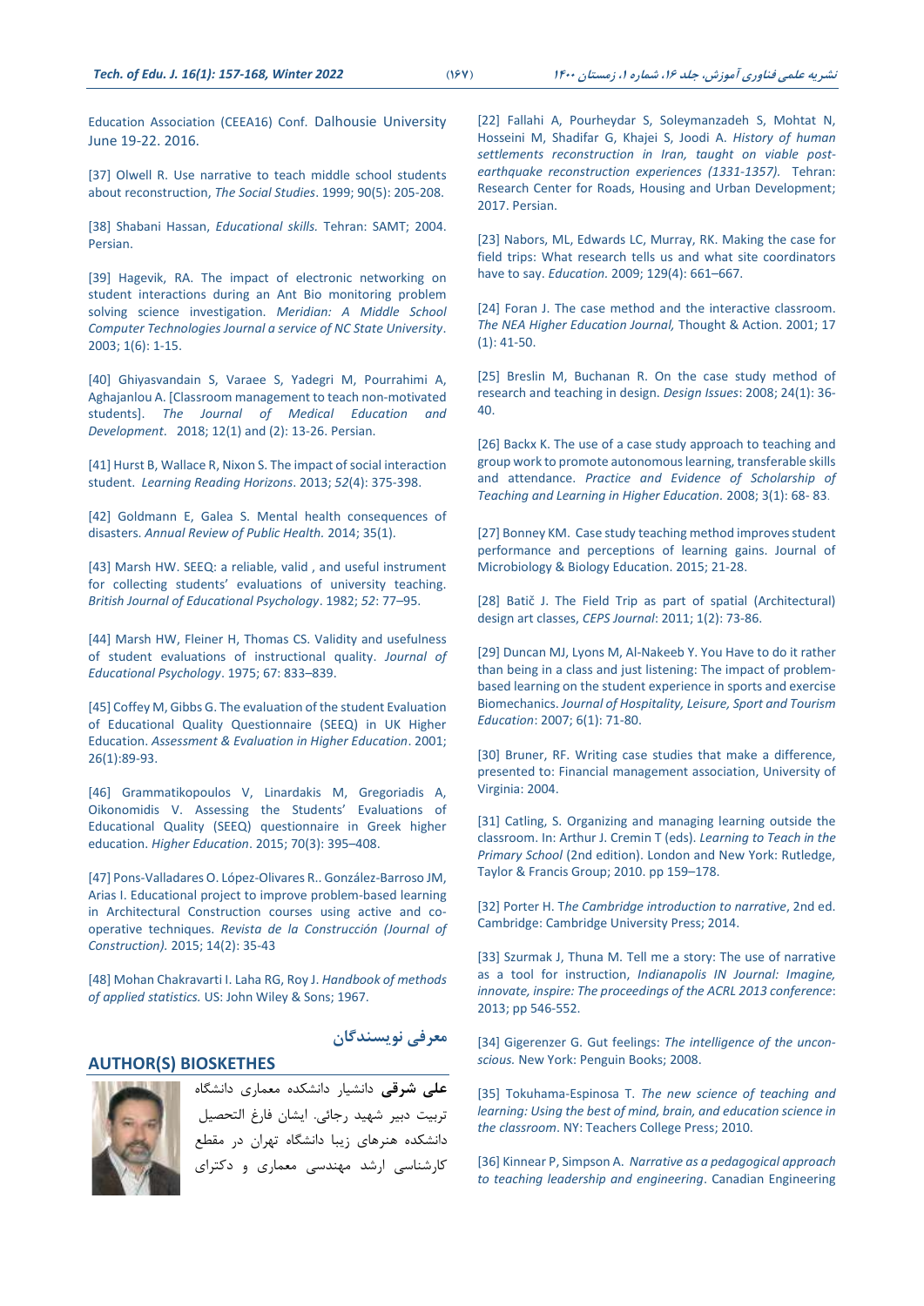Education Association (CEEA16) Conf. Dalhousie University June 19-22. 2016.

[37] Olwell R. Use narrative to teach middle school students about reconstruction, *The Social Studies*. 1999; 90(5): 205-208.

[38] Shabani Hassan, *Educational skills.* Tehran: SAMT; 2004. Persian.

[39] Hagevik, RA. The impact of electronic networking on student interactions during an Ant Bio monitoring problem solving science investigation. *Meridian: A Middle School Computer Technologies Journal a service of NC State University*. 2003; 1(6): 1-15.

[40] Ghiyasvandain S, Varaee S, Yadegri M, Pourrahimi A, Aghajanlou A. [Classroom management to teach non-motivated students]. *The Journal of Medical Education and Development*. 2018; 12(1) and (2): 13-26. Persian.

[41] Hurst B, Wallace R, Nixon S. The impact of social interaction student. *Learning Reading Horizons*. 2013; *52*(4): 375-398.

[42] Goldmann E, Galea S. Mental health consequences of disasters. *Annual Review of Public Health.* 2014; 35(1).

[43] Marsh HW. SEEQ: a reliable, valid , and useful instrument for collecting students' evaluations of university teaching. *British Journal of Educational Psychology*. 1982; *52*: 77–95.

[44] Marsh HW, Fleiner H, Thomas CS. Validity and usefulness of student evaluations of instructional quality. *Journal of Educational Psychology*. 1975; 67: 833–839.

[45] Coffey M, Gibbs G. The evaluation of the student Evaluation of Educational Quality Questionnaire (SEEQ) in UK Higher Education. *Assessment & Evaluation in Higher Education*. 2001; 26(1):89-93.

[46] Grammatikopoulos V, Linardakis M, Gregoriadis A, Oikonomidis V. Assessing the Students' Evaluations of Educational Quality (SEEQ) questionnaire in Greek higher education. *Higher Education*. 2015; 70(3): 395–408.

[47] Pons-Valladares O. López-Olivares R.. González-Barroso JM, Arias I. Educational project to improve problem-based learning in Architectural Construction courses using active and co-operative techniques. *Revista de la Construcción (Journal of Construction).* 2015; 14(2): 35-43

[48] Mohan Chakravarti I. Laha RG, Roy J. *Handbook of methods of applied statistics.* US: John Wiley & Sons; 1967.

[22] Fallahi A, Pourheydar S, Soleymanzadeh S, Mohtat N, Hosseini M, Shadifar G, Khajei S, Joodi A. *History of human settlements reconstruction in Iran, taught on viable post-earthquake reconstruction experiences (1331-1357).* Tehran: Research Center for Roads, Housing and Urban Development; 2017. Persian.

[23] Nabors, ML, Edwards LC, Murray, RK. Making the case for field trips: What research tells us and what site coordinators have to say. *Education.* 2009; 129(4): 661–667.

[24] Foran J. The case method and the interactive classroom. *The NEA Higher Education Journal,* Thought & Action. 2001; 17 (1): 41-50.

[25] Breslin M, Buchanan R. On the case study method of research and teaching in design. *Design Issues*: 2008; 24(1): 36-40.

[26] Backx K. The use of a case study approach to teaching and group work to promote autonomous learning, transferable skills and attendance. *Practice and Evidence of Scholarship of Teaching and Learning in Higher Education*. 2008; 3(1): 68- 83.

[27] Bonney KM. Case study teaching method improves student performance and perceptions of learning gains. Journal of Microbiology & Biology Education. 2015; 21-28.

[28] Batič J. The Field Trip as part of spatial (Architectural) design art classes, *CEPS Journal*: 2011; 1(2): 73-86.

[29] Duncan MJ, Lyons M, Al-Nakeeb Y. You Have to do it rather than being in a class and just listening: The impact of problem-based learning on the student experience in sports and exercise Biomechanics. *Journal of Hospitality, Leisure, Sport and Tourism Education*: 2007; 6(1): 71-80.

[30] Bruner, RF. Writing case studies that make a difference, presented to: Financial management association, University of Virginia: 2004.

[31] Catling, S. Organizing and managing learning outside the classroom. In: Arthur J. Cremin T (eds). *Learning to Teach in the Primary School* (2nd edition). London and New York: Rutledge, Taylor & Francis Group; 2010. pp 159–178.

[32] Porter H. T*he Cambridge introduction to narrative*, 2nd ed. Cambridge: Cambridge University Press; 2014.

[33] Szurmak J, Thuna M. Tell me a story: The use of narrative as a tool for instruction, *Indianapolis IN Journal: Imagine, innovate, inspire: The proceedings of the ACRL 2013 conference*: 2013; pp 546-552.

[34] Gigerenzer G. Gut feelings: *The intelligence of the unconscious.* New York: Penguin Books; 2008.

[35] Tokuhama-Espinosa T. *The new science of teaching and learning: Using the best of mind, brain, and education science in the classroom*. NY: Teachers College Press; 2010.

[36] Kinnear P, Simpson A. *Narrative as a pedagogical approach to teaching leadership and engineering*. Canadian Engineering

## معرفی نویسندگان

## AUTHOR(S) BIOSKETHES

**علی شرقی** دانشیار دانشکده معماری دانشگاه تربیت دبیر شهید رجائی. ایشان فارغ التحصیل دانشکده هنرهای زیبا دانشگاه تهران در مقطع کارشناسی ارشد مهندسی معماری و دکترای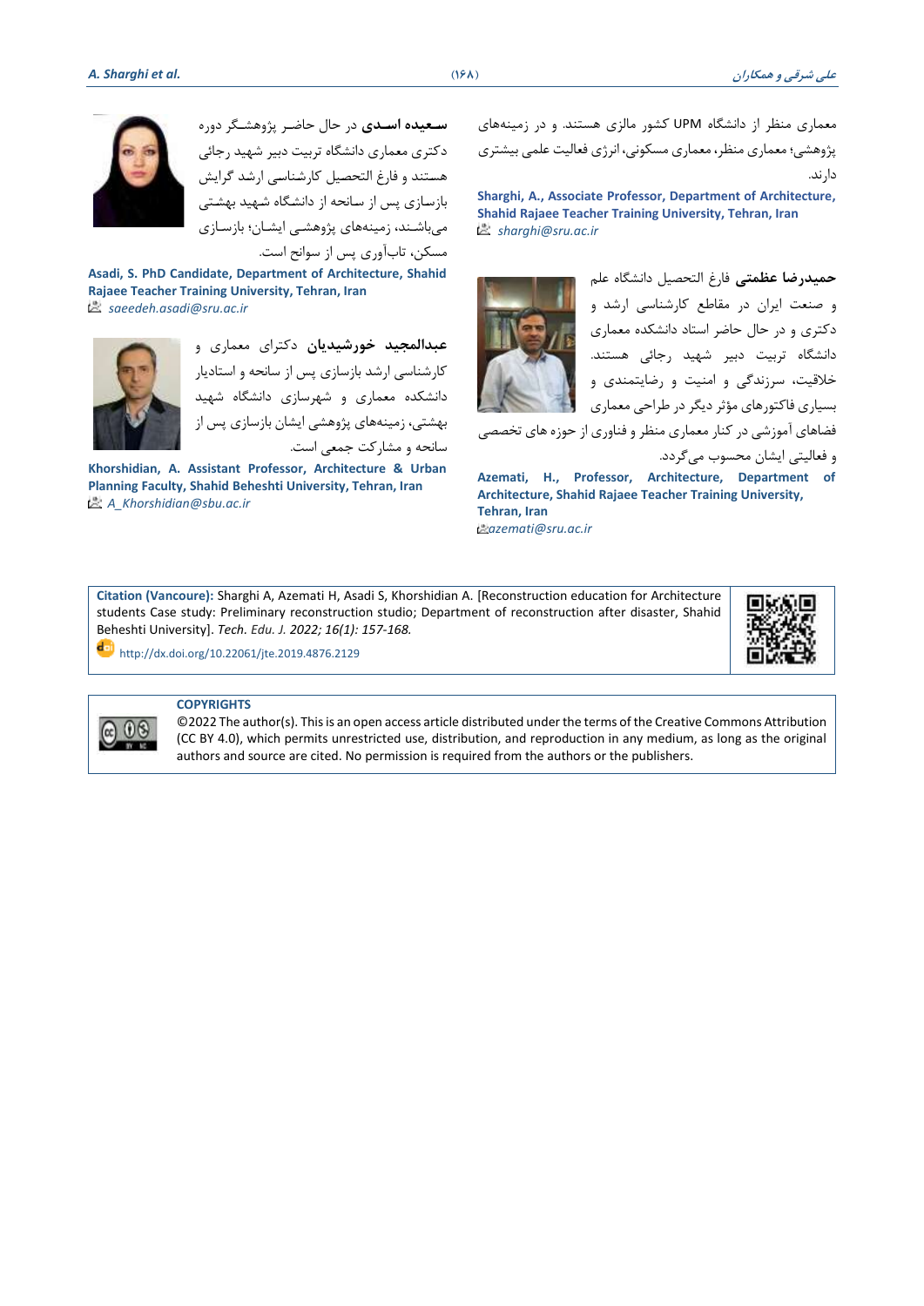معماری منظر از دانشگاه UPM کشور مالزی هستند. و در زمینه‌های پژوهشی؛ معماری منظر، معماری مسکونی، انرژی فعالیت علمی بیشتری دارند.

**Sharghi, A., Associate Professor, Department of Architecture, Shahid Rajaee Teacher Training University, Tehran, Iran**
*sharghi@sru.ac.ir*

**حمیدرضا عظمتی** فارغ التحصیل دانشگاه علم و صنعت ایران در مقاطع کارشناسی ارشد و دکتری و در حال حاضر استاد دانشکده معماری دانشگاه تربیت دبیر شهید رجائی هستند. خلاقیت، سرزندگی و امنیت و رضایتمندی و بسیاری فاکتورهای مؤثر دیگر در طراحی معماری فضاهای آموزشی در کنار معماری منظر و فناوری از حوزه های تخصصی و فعالیتی ایشان محسوب می‌گردد.

**Azemati, H., Professor, Architecture, Department of Architecture, Shahid Rajaee Teacher Training University, Tehran, Iran**
*azemati@sru.ac.ir*

**سعیده اسدی** در حال حاضر پژوهشگر دوره دکتری معماری دانشگاه تربیت دبیر شهید رجائی هستند و فارغ التحصیل کارشناسی ارشد گرایش بازسازی پس از سانحه از دانشگاه شهید بهشتی می‌باشند، زمینه‌های پژوهشی ایشان؛ بازسازی مسکن، تاب‌آوری پس از سوانح است.

**Asadi, S. PhD Candidate, Department of Architecture, Shahid Rajaee Teacher Training University, Tehran, Iran**
*saeedeh.asadi@sru.ac.ir*

**عبدالمجید خورشیدیان** دکترای معماری و کارشناسی ارشد بازسازی پس از سانحه و استادیار دانشکده معماری و شهرسازی دانشگاه شهید بهشتی، زمینه‌های پژوهشی ایشان بازسازی پس از سانحه و مشارکت جمعی است.

**Khorshidian, A. Assistant Professor, Architecture & Urban Planning Faculty, Shahid Beheshti University, Tehran, Iran**
*A_Khorshidian@sbu.ac.ir*

**Citation (Vancoure):** Sharghi A, Azemati H, Asadi S, Khorshidian A. [Reconstruction education for Architecture students Case study: Preliminary reconstruction studio; Department of reconstruction after disaster, Shahid Beheshti University]. *Tech. Edu. J. 2022; 16(1): 157-168.*

http://dx.doi.org/10.22061/jte.2019.4876.2129

**COPYRIGHTS**

©2022 The author(s). This is an open access article distributed under the terms of the Creative Commons Attribution (CC BY 4.0), which permits unrestricted use, distribution, and reproduction in any medium, as long as the original authors and source are cited. No permission is required from the authors or the publishers.